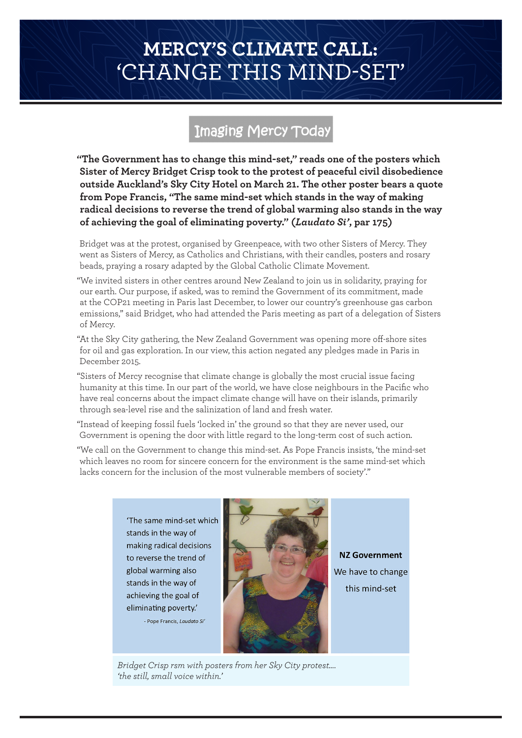# MERCY'S CLIMATE CALL: 'CHANGE THIS MIND-SET'

## Imaging Mercy Today

**"The Government has to change this mind-set," reads one of the posters which Sister of Mercy Bridget Crisp took to the protest of peaceful civil disobedience outside Auckland's Sky City Hotel on March 21. The other poster bears a quote from Pope Francis, "The same mind-set which stands in the way of making radical decisions to reverse the trend of global warming also stands in the way of achieving the goal of eliminating poverty." (*Laudato Si'*, par 175)**

Bridget was at the protest, organised by Greenpeace, with two other Sisters of Mercy. They went as Sisters of Mercy, as Catholics and Christians, with their candles, posters and rosary beads, praying a rosary adapted by the Global Catholic Climate Movement.

"We invited sisters in other centres around New Zealand to join us in solidarity, praying for our earth. Our purpose, if asked, was to remind the Government of its commitment, made at the COP21 meeting in Paris last December, to lower our country's greenhouse gas carbon emissions," said Bridget, who had attended the Paris meeting as part of a delegation of Sisters of Mercy.

"At the Sky City gathering, the New Zealand Government was opening more off-shore sites for oil and gas exploration. In our view, this action negated any pledges made in Paris in December 2015.

"Sisters of Mercy recognise that climate change is globally the most crucial issue facing humanity at this time. In our part of the world, we have close neighbours in the Pacific who have real concerns about the impact climate change will have on their islands, primarily through sea-level rise and the salinization of land and fresh water.

"Instead of keeping fossil fuels 'locked in' the ground so that they are never used, our Government is opening the door with little regard to the long-term cost of such action.

"We call on the Government to change this mind-set. As Pope Francis insists, 'the mind-set which leaves no room for sincere concern for the environment is the same mind-set which lacks concern for the inclusion of the most vulnerable members of society'."

'The same mind-set which stands in the way of making radical decisions to reverse the trend of global warming also stands in the way of achieving the goal of eliminating poverty.'

- Pope Francis, *Laudato Si'*

**NZ Government**

We have to change this mind-set

*Bridget Crisp rsm with posters from her Sky City protest.... 'the still, small voice within.'*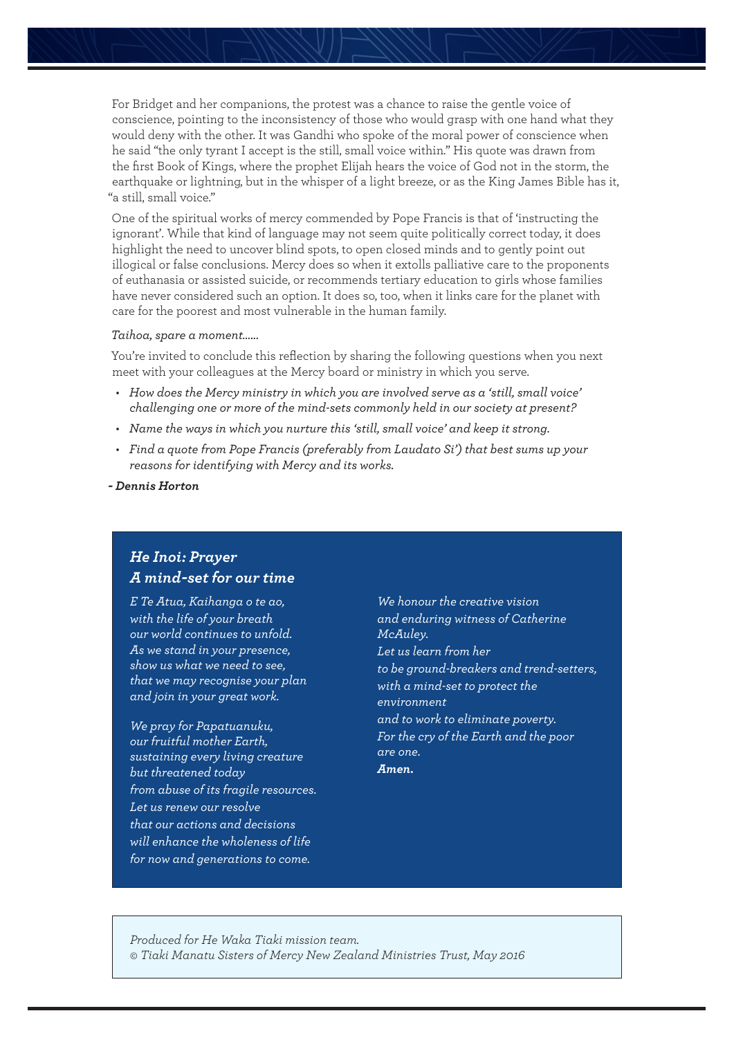For Bridget and her companions, the protest was a chance to raise the gentle voice of conscience, pointing to the inconsistency of those who would grasp with one hand what they would deny with the other. It was Gandhi who spoke of the moral power of conscience when he said "the only tyrant I accept is the still, small voice within." His quote was drawn from the first Book of Kings, where the prophet Elijah hears the voice of God not in the storm, the earthquake or lightning, but in the whisper of a light breeze, or as the King James Bible has it, "a still, small voice."

One of the spiritual works of mercy commended by Pope Francis is that of 'instructing the ignorant'. While that kind of language may not seem quite politically correct today, it does highlight the need to uncover blind spots, to open closed minds and to gently point out illogical or false conclusions. Mercy does so when it extolls palliative care to the proponents of euthanasia or assisted suicide, or recommends tertiary education to girls whose families have never considered such an option. It does so, too, when it links care for the planet with care for the poorest and most vulnerable in the human family.

*Taihoa, spare a moment……*

You're invited to conclude this reflection by sharing the following questions when you next meet with your colleagues at the Mercy board or ministry in which you serve.

- *How does the Mercy ministry in which you are involved serve as a 'still, small voice' challenging one or more of the mind-sets commonly held in our society at present?*
- *Name the ways in which you nurture this 'still, small voice' and keep it strong.*
- *Find a quote from Pope Francis (preferably from Laudato Si') that best sums up your reasons for identifying with Mercy and its works.*

***- Dennis Horton***

## *He Inoi: Prayer*
## *A mind-set for our time*

*E Te Atua, Kaihanga o te ao,*
*with the life of your breath*
*our world continues to unfold.*
*As we stand in your presence,*
*show us what we need to see,*
*that we may recognise your plan*
*and join in your great work.*

*We pray for Papatuanuku,*
*our fruitful mother Earth,*
*sustaining every living creature*
*but threatened today*
*from abuse of its fragile resources.*
*Let us renew our resolve*
*that our actions and decisions*
*will enhance the wholeness of life*
*for now and generations to come.*

*We honour the creative vision*
*and enduring witness of Catherine McAuley.*
*Let us learn from her*
*to be ground-breakers and trend-setters,*
*with a mind-set to protect the environment*
*and to work to eliminate poverty.*
*For the cry of the Earth and the poor are one.*
***Amen.***

*Produced for He Waka Tiaki mission team.*
*© Tiaki Manatu Sisters of Mercy New Zealand Ministries Trust, May 2016*